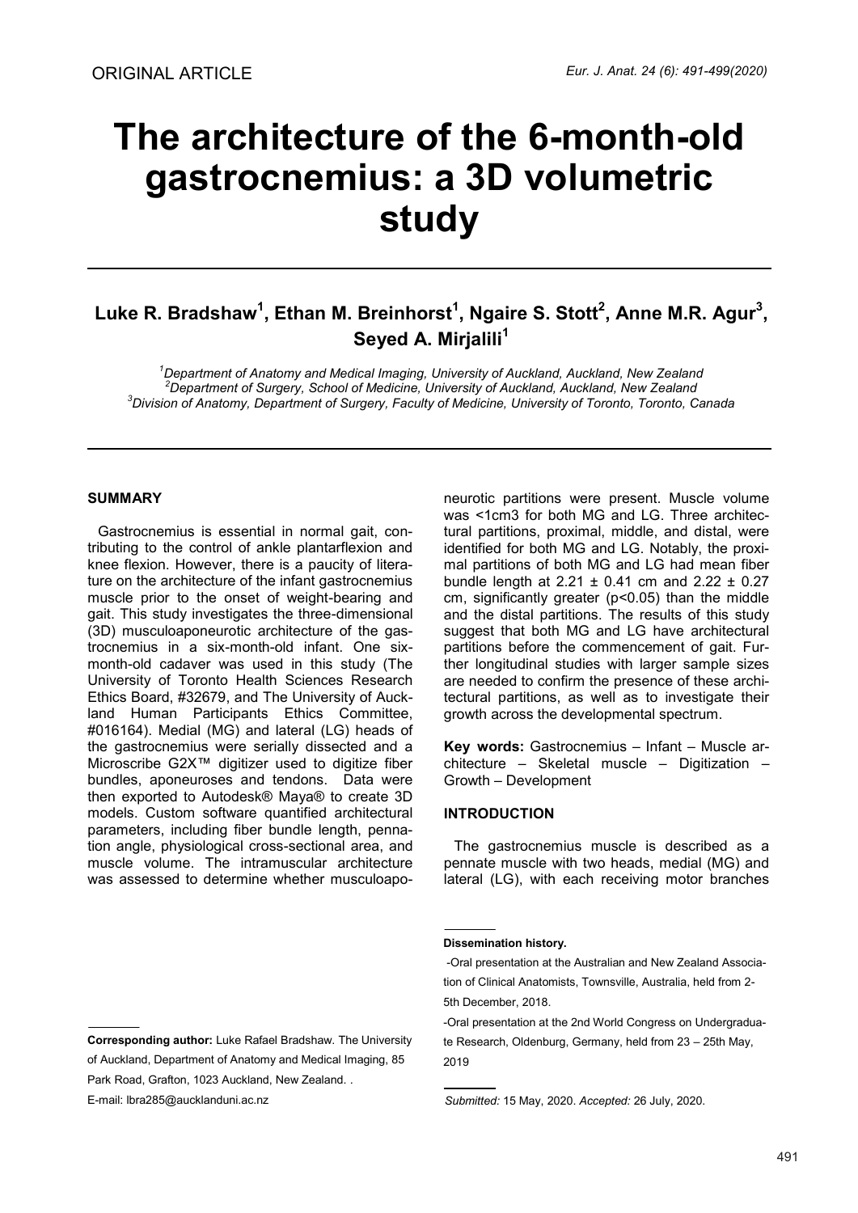ORIGINAL ARTICLE

# The architecture of the 6-month-old gastrocnemius: a 3D volumetric study

**Luke R. Bradshaw[1], Ethan M. Breinhorst[1], Ngaire S. Stott[2], Anne M.R. Agur[3], Seyed A. Mirjalili[1]**

*[1]Department of Anatomy and Medical Imaging, University of Auckland, Auckland, New Zealand*
*[2]Department of Surgery, School of Medicine, University of Auckland, Auckland, New Zealand*
*[3]Division of Anatomy, Department of Surgery, Faculty of Medicine, University of Toronto, Toronto, Canada*

## SUMMARY

Gastrocnemius is essential in normal gait, contributing to the control of ankle plantarflexion and knee flexion. However, there is a paucity of literature on the architecture of the infant gastrocnemius muscle prior to the onset of weight-bearing and gait. This study investigates the three-dimensional (3D) musculoaponeurotic architecture of the gastrocnemius in a six-month-old infant. One six-month-old cadaver was used in this study (The University of Toronto Health Sciences Research Ethics Board, #32679, and The University of Auckland Human Participants Ethics Committee, #016164). Medial (MG) and lateral (LG) heads of the gastrocnemius were serially dissected and a Microscribe G2X™ digitizer used to digitize fiber bundles, aponeuroses and tendons. Data were then exported to Autodesk® Maya® to create 3D models. Custom software quantified architectural parameters, including fiber bundle length, pennation angle, physiological cross-sectional area, and muscle volume. The intramuscular architecture was assessed to determine whether musculoaponeurotic partitions were present. Muscle volume was <1cm3 for both MG and LG. Three architectural partitions, proximal, middle, and distal, were identified for both MG and LG. Notably, the proximal partitions of both MG and LG had mean fiber bundle length at 2.21 ± 0.41 cm and 2.22 ± 0.27 cm, significantly greater ($p<0.05$) than the middle and the distal partitions. The results of this study suggest that both MG and LG have architectural partitions before the commencement of gait. Further longitudinal studies with larger sample sizes are needed to confirm the presence of these architectural partitions, as well as to investigate their growth across the developmental spectrum.

**Key words:** Gastrocnemius – Infant – Muscle architecture – Skeletal muscle – Digitization – Growth – Development

## INTRODUCTION

The gastrocnemius muscle is described as a pennate muscle with two heads, medial (MG) and lateral (LG), with each receiving motor branches

---

**Corresponding author:** Luke Rafael Bradshaw. The University of Auckland, Department of Anatomy and Medical Imaging, 85 Park Road, Grafton, 1023 Auckland, New Zealand. . E-mail: lbra285@aucklanduni.ac.nz

**Dissemination history.**

-Oral presentation at the Australian and New Zealand Association of Clinical Anatomists, Townsville, Australia, held from 2-5th December, 2018.

-Oral presentation at the 2nd World Congress on Undergraduate Research, Oldenburg, Germany, held from 23 – 25th May, 2019

*Submitted:* 15 May, 2020. *Accepted:* 26 July, 2020.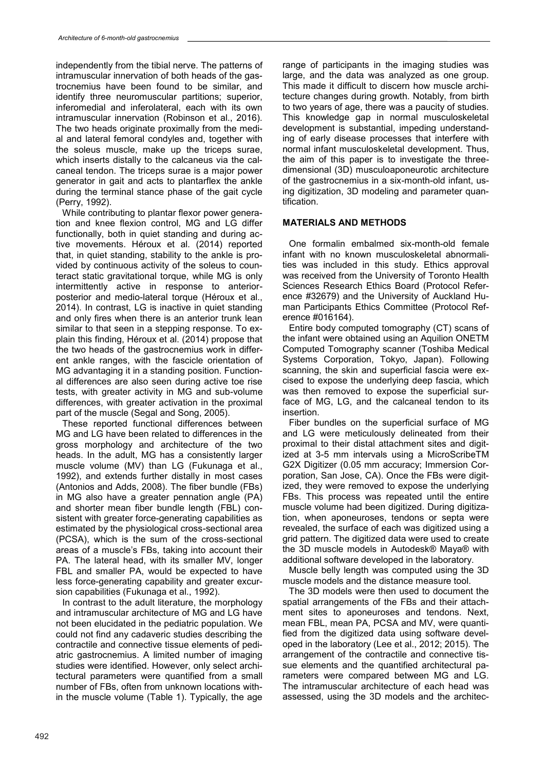independently from the tibial nerve. The patterns of intramuscular innervation of both heads of the gastrocnemius have been found to be similar, and identify three neuromuscular partitions; superior, inferomedial and inferolateral, each with its own intramuscular innervation (Robinson et al., 2016). The two heads originate proximally from the medial and lateral femoral condyles and, together with the soleus muscle, make up the triceps surae, which inserts distally to the calcaneus via the calcaneal tendon. The triceps surae is a major power generator in gait and acts to plantarflex the ankle during the terminal stance phase of the gait cycle (Perry, 1992).

While contributing to plantar flexor power generation and knee flexion control, MG and LG differ functionally, both in quiet standing and during active movements. Héroux et al. (2014) reported that, in quiet standing, stability to the ankle is provided by continuous activity of the soleus to counteract static gravitational torque, while MG is only intermittently active in response to anterior-posterior and medio-lateral torque (Héroux et al., 2014). In contrast, LG is inactive in quiet standing and only fires when there is an anterior trunk lean similar to that seen in a stepping response. To explain this finding, Héroux et al. (2014) propose that the two heads of the gastrocnemius work in different ankle ranges, with the fascicle orientation of MG advantaging it in a standing position. Functional differences are also seen during active toe rise tests, with greater activity in MG and sub-volume differences, with greater activation in the proximal part of the muscle (Segal and Song, 2005).

These reported functional differences between MG and LG have been related to differences in the gross morphology and architecture of the two heads. In the adult, MG has a consistently larger muscle volume (MV) than LG (Fukunaga et al., 1992), and extends further distally in most cases (Antonios and Adds, 2008). The fiber bundle (FBs) in MG also have a greater pennation angle (PA) and shorter mean fiber bundle length (FBL) consistent with greater force-generating capabilities as estimated by the physiological cross-sectional area (PCSA), which is the sum of the cross-sectional areas of a muscle's FBs, taking into account their PA. The lateral head, with its smaller MV, longer FBL and smaller PA, would be expected to have less force-generating capability and greater excursion capabilities (Fukunaga et al., 1992).

In contrast to the adult literature, the morphology and intramuscular architecture of MG and LG have not been elucidated in the pediatric population. We could not find any cadaveric studies describing the contractile and connective tissue elements of pediatric gastrocnemius. A limited number of imaging studies were identified. However, only select architectural parameters were quantified from a small number of FBs, often from unknown locations within the muscle volume (Table 1). Typically, the age range of participants in the imaging studies was large, and the data was analyzed as one group. This made it difficult to discern how muscle architecture changes during growth. Notably, from birth to two years of age, there was a paucity of studies. This knowledge gap in normal musculoskeletal development is substantial, impeding understanding of early disease processes that interfere with normal infant musculoskeletal development. Thus, the aim of this paper is to investigate the three-dimensional (3D) musculoaponeurotic architecture of the gastrocnemius in a six-month-old infant, using digitization, 3D modeling and parameter quantification.

## MATERIALS AND METHODS

One formalin embalmed six-month-old female infant with no known musculoskeletal abnormalities was included in this study. Ethics approval was received from the University of Toronto Health Sciences Research Ethics Board (Protocol Reference #32679) and the University of Auckland Human Participants Ethics Committee (Protocol Reference #016164).

Entire body computed tomography (CT) scans of the infant were obtained using an Aquilion ONETM Computed Tomography scanner (Toshiba Medical Systems Corporation, Tokyo, Japan). Following scanning, the skin and superficial fascia were excised to expose the underlying deep fascia, which was then removed to expose the superficial surface of MG, LG, and the calcaneal tendon to its insertion.

Fiber bundles on the superficial surface of MG and LG were meticulously delineated from their proximal to their distal attachment sites and digitized at 3-5 mm intervals using a MicroScribeTM G2X Digitizer (0.05 mm accuracy; Immersion Corporation, San Jose, CA). Once the FBs were digitized, they were removed to expose the underlying FBs. This process was repeated until the entire muscle volume had been digitized. During digitization, when aponeuroses, tendons or septa were revealed, the surface of each was digitized using a grid pattern. The digitized data were used to create the 3D muscle models in Autodesk® Maya® with additional software developed in the laboratory.

Muscle belly length was computed using the 3D muscle models and the distance measure tool.

The 3D models were then used to document the spatial arrangements of the FBs and their attachment sites to aponeuroses and tendons. Next, mean FBL, mean PA, PCSA and MV, were quantified from the digitized data using software developed in the laboratory (Lee et al., 2012; 2015). The arrangement of the contractile and connective tissue elements and the quantified architectural parameters were compared between MG and LG. The intramuscular architecture of each head was assessed, using the 3D models and the architec-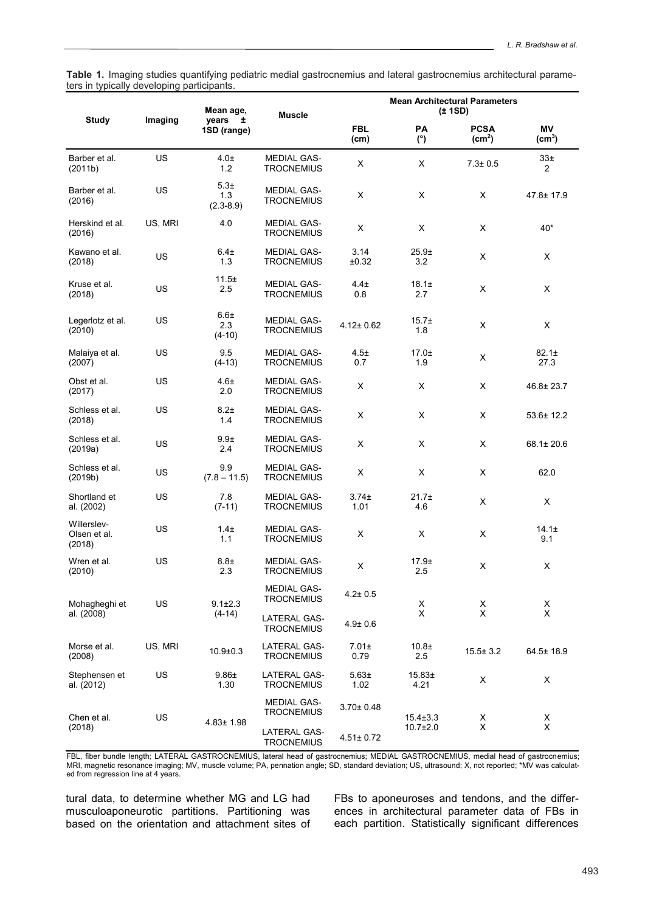**Table 1.** Imaging studies quantifying pediatric medial gastrocnemius and lateral gastrocnemius architectural parameters in typically developing participants.

| Study | Imaging | Mean age, years ± 1SD (range) | Muscle | Mean Architectural Parameters (± 1SD) | | | |
|---|---|---|---|---|---|---|---|
| | | | | FBL (cm) | PA (°) | PCSA ($cm^2$) | MV ($cm^3$) |
| Barber et al. (2011b) | US | 4.0± 1.2 | MEDIAL GASTROCNEMIUS | X | X | 7.3± 0.5 | 33± 2 |
| Barber et al. (2016) | US | 5.3± 1.3 (2.3-8.9) | MEDIAL GASTROCNEMIUS | X | X | X | 47.8± 17.9 |
| Herskind et al. (2016) | US, MRI | 4.0 | MEDIAL GASTROCNEMIUS | X | X | X | 40* |
| Kawano et al. (2018) | US | 6.4± 1.3 | MEDIAL GASTROCNEMIUS | 3.14 ±0.32 | 25.9± 3.2 | X | X |
| Kruse et al. (2018) | US | 11.5± 2.5 | MEDIAL GASTROCNEMIUS | 4.4± 0.8 | 18.1± 2.7 | X | X |
| Legerlotz et al. (2010) | US | 6.6± 2.3 (4-10) | MEDIAL GASTROCNEMIUS | 4.12± 0.62 | 15.7± 1.8 | X | X |
| Malaiya et al. (2007) | US | 9.5 (4-13) | MEDIAL GASTROCNEMIUS | 4.5± 0.7 | 17.0± 1.9 | X | 82.1± 27.3 |
| Obst et al. (2017) | US | 4.6± 2.0 | MEDIAL GASTROCNEMIUS | X | X | X | 46.8± 23.7 |
| Schless et al. (2018) | US | 8.2± 1.4 | MEDIAL GASTROCNEMIUS | X | X | X | 53.6± 12.2 |
| Schless et al. (2019a) | US | 9.9± 2.4 | MEDIAL GASTROCNEMIUS | X | X | X | 68.1± 20.6 |
| Schless et al. (2019b) | US | 9.9 (7.8 – 11.5) | MEDIAL GASTROCNEMIUS | X | X | X | 62.0 |
| Shortland et al. (2002) | US | 7.8 (7-11) | MEDIAL GASTROCNEMIUS | 3.74± 1.01 | 21.7± 4.6 | X | X |
| Willerslev-Olsen et al. (2018) | US | 1.4± 1.1 | MEDIAL GASTROCNEMIUS | X | X | X | 14.1± 9.1 |
| Wren et al. (2010) | US | 8.8± 2.3 | MEDIAL GASTROCNEMIUS | X | 17.9± 2.5 | X | X |
| Mohagheghi et al. (2008) | US | 9.1±2.3 (4-14) | MEDIAL GASTROCNEMIUS | 4.2± 0.5 | X | X | X |
| | | | LATERAL GASTROCNEMIUS | 4.9± 0.6 | X | X | X |
| Morse et al. (2008) | US, MRI | 10.9±0.3 | LATERAL GASTROCNEMIUS | 7.01± 0.79 | 10.8± 2.5 | 15.5± 3.2 | 64.5± 18.9 |
| Stephensen et al. (2012) | US | 9.86± 1.30 | LATERAL GASTROCNEMIUS | 5.63± 1.02 | 15.83± 4.21 | X | X |
| Chen et al. (2018) | US | 4.83± 1.98 | MEDIAL GASTROCNEMIUS | 3.70± 0.48 | 15.4±3.3 | X | X |
| | | | LATERAL GASTROCNEMIUS | 4.51± 0.72 | 10.7±2.0 | X | X |

FBL, fiber bundle length; LATERAL GASTROCNEMIUS, lateral head of gastrocnemius; MEDIAL GASTROCNEMIUS, medial head of gastrocnemius; MRI, magnetic resonance imaging; MV, muscle volume; PA, pennation angle; SD, standard deviation; US, ultrasound; X, not reported; *MV was calculated from regression line at 4 years.

tural data, to determine whether MG and LG had musculoaponeurotic partitions. Partitioning was based on the orientation and attachment sites of FBs to aponeuroses and tendons, and the differences in architectural parameter data of FBs in each partition. Statistically significant differences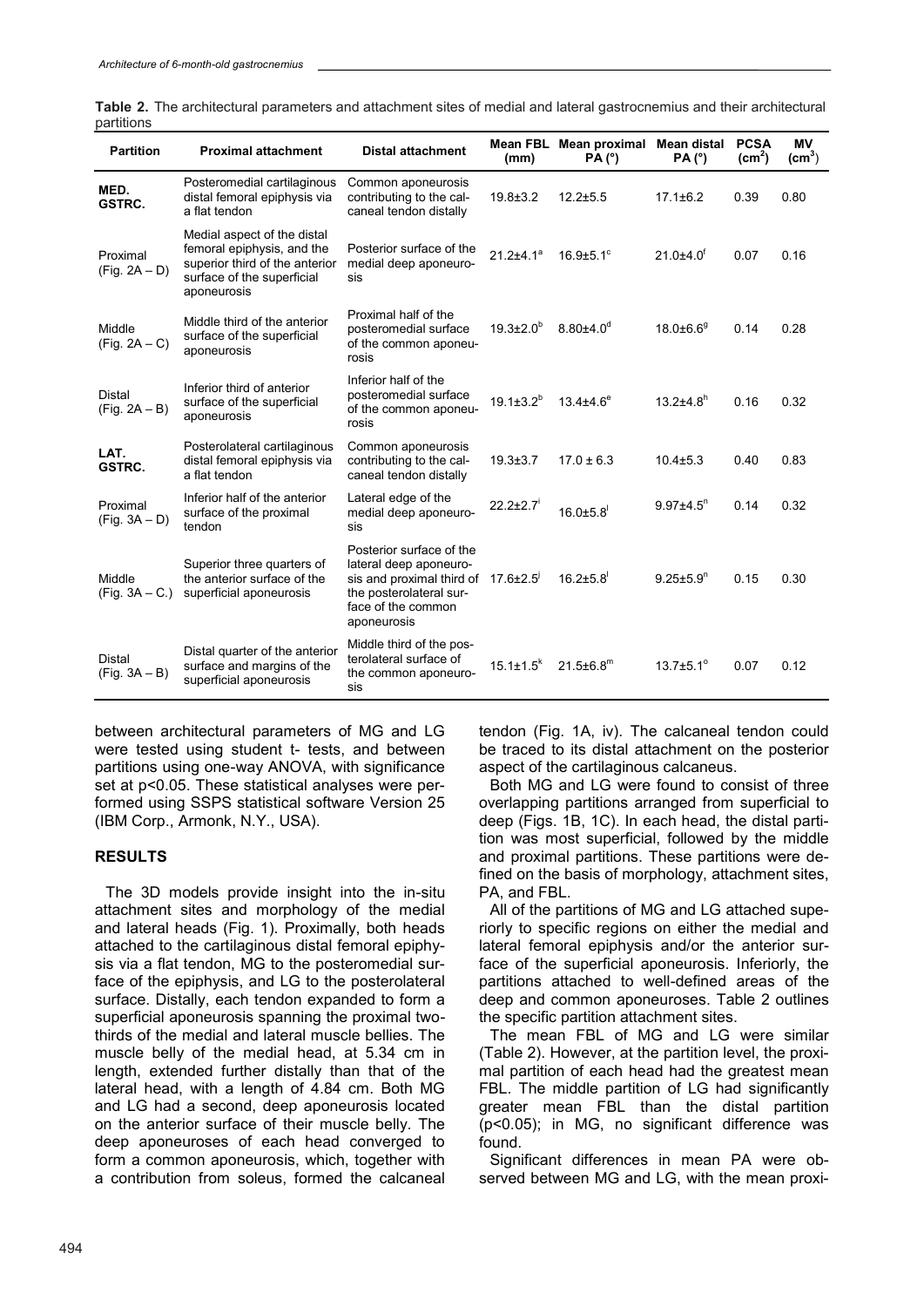**Table 2.** The architectural parameters and attachment sites of medial and lateral gastrocnemius and their architectural partitions

| Partition | Proximal attachment | Distal attachment | Mean FBL (mm) | Mean proximal PA (°) | Mean distal PA (°) | PCSA ($cm^2$) | MV ($cm^3$) |
|---|---|---|---|---|---|---|---|
| **MED. GSTRC.** | Posteromedial cartilaginous distal femoral epiphysis via a flat tendon | Common aponeurosis contributing to the calcaneal tendon distally | 19.8±3.2 | 12.2±5.5 | 17.1±6.2 | 0.39 | 0.80 |
| Proximal (Fig. 2A – D) | Medial aspect of the distal femoral epiphysis, and the superior third of the anterior surface of the superficial aponeurosis | Posterior surface of the medial deep aponeurosis | 21.2±4.1[a] | 16.9±5.1[c] | 21.0±4.0[f] | 0.07 | 0.16 |
| Middle (Fig. 2A – C) | Middle third of the anterior surface of the superficial aponeurosis | Proximal half of the posteromedial surface of the common aponeurosis | 19.3±2.0[b] | 8.80±4.0[d] | 18.0±6.6[g] | 0.14 | 0.28 |
| Distal (Fig. 2A – B) | Inferior third of anterior surface of the superficial aponeurosis | Inferior half of the posteromedial surface of the common aponeurosis | 19.1±3.2[b] | 13.4±4.6[e] | 13.2±4.8[h] | 0.16 | 0.32 |
| **LAT. GSTRC.** | Posterolateral cartilaginous distal femoral epiphysis via a flat tendon | Common aponeurosis contributing to the calcaneal tendon distally | 19.3±3.7 | 17.0 ± 6.3 | 10.4±5.3 | 0.40 | 0.83 |
| Proximal (Fig. 3A – D) | Inferior half of the anterior surface of the proximal tendon | Lateral edge of the medial deep aponeurosis | 22.2±2.7[i] | 16.0±5.8[l] | 9.97±4.5[n] | 0.14 | 0.32 |
| Middle (Fig. 3A – C.) | Superior three quarters of the anterior surface of the superficial aponeurosis | Posterior surface of the lateral deep aponeurosis and proximal third of the posterolateral surface of the common aponeurosis | 17.6±2.5[j] | 16.2±5.8[l] | 9.25±5.9[n] | 0.15 | 0.30 |
| Distal (Fig. 3A – B) | Distal quarter of the anterior surface and margins of the superficial aponeurosis | Middle third of the posterolateral surface of the common aponeurosis | 15.1±1.5[k] | 21.5±6.8[m] | 13.7±5.1[o] | 0.07 | 0.12 |

between architectural parameters of MG and LG were tested using student t- tests, and between partitions using one-way ANOVA, with significance set at $p<0.05$. These statistical analyses were performed using SSPS statistical software Version 25 (IBM Corp., Armonk, N.Y., USA).

## RESULTS

The 3D models provide insight into the in-situ attachment sites and morphology of the medial and lateral heads (Fig. 1). Proximally, both heads attached to the cartilaginous distal femoral epiphysis via a flat tendon, MG to the posteromedial surface of the epiphysis, and LG to the posterolateral surface. Distally, each tendon expanded to form a superficial aponeurosis spanning the proximal two-thirds of the medial and lateral muscle bellies. The muscle belly of the medial head, at 5.34 cm in length, extended further distally than that of the lateral head, with a length of 4.84 cm. Both MG and LG had a second, deep aponeurosis located on the anterior surface of their muscle belly. The deep aponeuroses of each head converged to form a common aponeurosis, which, together with a contribution from soleus, formed the calcaneal tendon (Fig. 1A, iv). The calcaneal tendon could be traced to its distal attachment on the posterior aspect of the cartilaginous calcaneus.

Both MG and LG were found to consist of three overlapping partitions arranged from superficial to deep (Figs. 1B, 1C). In each head, the distal partition was most superficial, followed by the middle and proximal partitions. These partitions were defined on the basis of morphology, attachment sites, PA, and FBL.

All of the partitions of MG and LG attached superiorly to specific regions on either the medial and lateral femoral epiphysis and/or the anterior surface of the superficial aponeurosis. Inferiorly, the partitions attached to well-defined areas of the deep and common aponeuroses. Table 2 outlines the specific partition attachment sites.

The mean FBL of MG and LG were similar (Table 2). However, at the partition level, the proximal partition of each head had the greatest mean FBL. The middle partition of LG had significantly greater mean FBL than the distal partition ($p<0.05$); in MG, no significant difference was found.

Significant differences in mean PA were observed between MG and LG, with the mean proxi-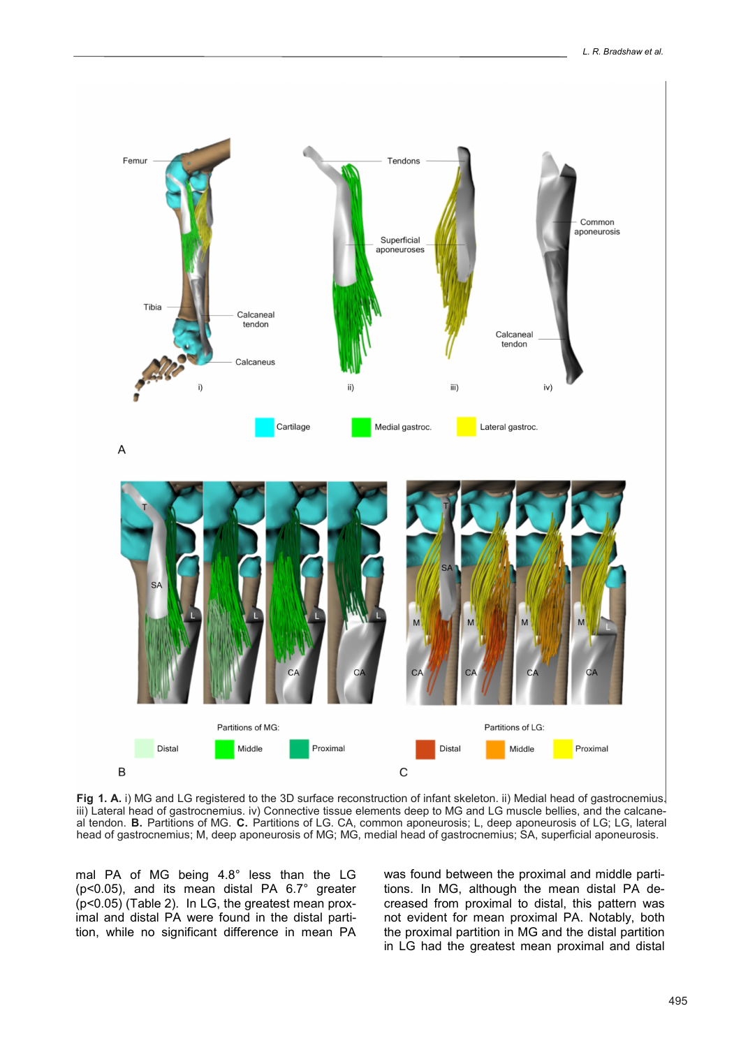Femur

Tendons

Common aponeurosis

Superficial aponeuroses

Tibia

Calcaneal tendon

Calcaneus

Calcaneal tendon

i)

ii)

iii)

iv)

Cartilage

Medial gastroc.

Lateral gastroc.

A

T

SA

L

CA

T

SA

M

CA

Partitions of MG:

Distal

Middle

Proximal

Partitions of LG:

Distal

Middle

Proximal

B

C

**Fig 1. A.** i) MG and LG registered to the 3D surface reconstruction of infant skeleton. ii) Medial head of gastrocnemius. iii) Lateral head of gastrocnemius. iv) Connective tissue elements deep to MG and LG muscle bellies, and the calcaneal tendon. **B.** Partitions of MG. **C.** Partitions of LG. CA, common aponeurosis; L, deep aponeurosis of LG; LG, lateral head of gastrocnemius; M, deep aponeurosis of MG; MG, medial head of gastrocnemius; SA, superficial aponeurosis.

mal PA of MG being 4.8° less than the LG ($p<0.05$), and its mean distal PA 6.7° greater ($p<0.05$) (Table 2). In LG, the greatest mean proximal and distal PA were found in the distal partition, while no significant difference in mean PA was found between the proximal and middle partitions. In MG, although the mean distal PA decreased from proximal to distal, this pattern was not evident for mean proximal PA. Notably, both the proximal partition in MG and the distal partition in LG had the greatest mean proximal and distal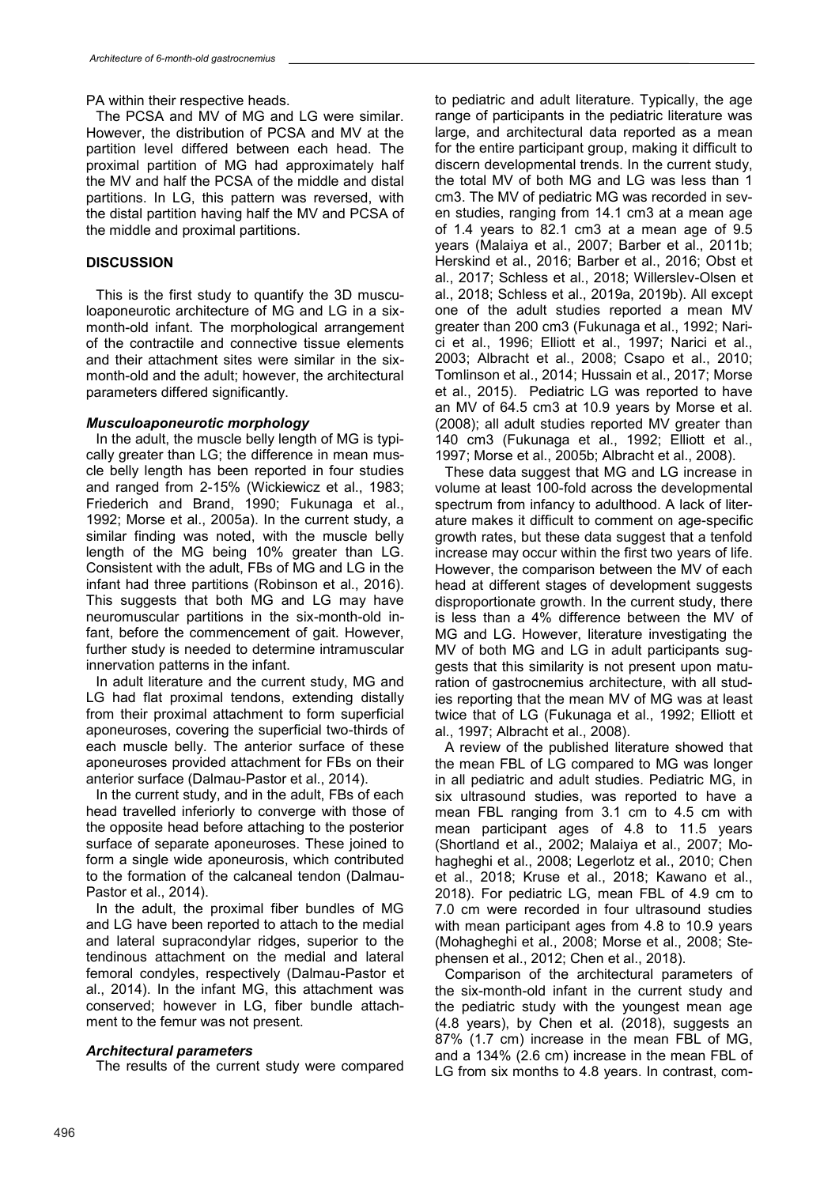PA within their respective heads.

The PCSA and MV of MG and LG were similar. However, the distribution of PCSA and MV at the partition level differed between each head. The proximal partition of MG had approximately half the MV and half the PCSA of the middle and distal partitions. In LG, this pattern was reversed, with the distal partition having half the MV and PCSA of the middle and proximal partitions.

## DISCUSSION

This is the first study to quantify the 3D musculoaponeurotic architecture of MG and LG in a six-month-old infant. The morphological arrangement of the contractile and connective tissue elements and their attachment sites were similar in the six-month-old and the adult; however, the architectural parameters differed significantly.

### *Musculoaponeurotic morphology*

In the adult, the muscle belly length of MG is typically greater than LG; the difference in mean muscle belly length has been reported in four studies and ranged from 2-15% (Wickiewicz et al., 1983; Friederich and Brand, 1990; Fukunaga et al., 1992; Morse et al., 2005a). In the current study, a similar finding was noted, with the muscle belly length of the MG being 10% greater than LG. Consistent with the adult, FBs of MG and LG in the infant had three partitions (Robinson et al., 2016). This suggests that both MG and LG may have neuromuscular partitions in the six-month-old infant, before the commencement of gait. However, further study is needed to determine intramuscular innervation patterns in the infant.

In adult literature and the current study, MG and LG had flat proximal tendons, extending distally from their proximal attachment to form superficial aponeuroses, covering the superficial two-thirds of each muscle belly. The anterior surface of these aponeuroses provided attachment for FBs on their anterior surface (Dalmau-Pastor et al., 2014).

In the current study, and in the adult, FBs of each head travelled inferiorly to converge with those of the opposite head before attaching to the posterior surface of separate aponeuroses. These joined to form a single wide aponeurosis, which contributed to the formation of the calcaneal tendon (Dalmau-Pastor et al., 2014).

In the adult, the proximal fiber bundles of MG and LG have been reported to attach to the medial and lateral supracondylar ridges, superior to the tendinous attachment on the medial and lateral femoral condyles, respectively (Dalmau-Pastor et al., 2014). In the infant MG, this attachment was conserved; however in LG, fiber bundle attachment to the femur was not present.

### *Architectural parameters*

The results of the current study were compared to pediatric and adult literature. Typically, the age range of participants in the pediatric literature was large, and architectural data reported as a mean for the entire participant group, making it difficult to discern developmental trends. In the current study, the total MV of both MG and LG was less than 1 cm3. The MV of pediatric MG was recorded in seven studies, ranging from 14.1 cm3 at a mean age of 1.4 years to 82.1 cm3 at a mean age of 9.5 years (Malaiya et al., 2007; Barber et al., 2011b; Herskind et al., 2016; Barber et al., 2016; Obst et al., 2017; Schless et al., 2018; Willerslev-Olsen et al., 2018; Schless et al., 2019a, 2019b). All except one of the adult studies reported a mean MV greater than 200 cm3 (Fukunaga et al., 1992; Narici et al., 1996; Elliott et al., 1997; Narici et al., 2003; Albracht et al., 2008; Csapo et al., 2010; Tomlinson et al., 2014; Hussain et al., 2017; Morse et al., 2015). Pediatric LG was reported to have an MV of 64.5 cm3 at 10.9 years by Morse et al. (2008); all adult studies reported MV greater than 140 cm3 (Fukunaga et al., 1992; Elliott et al., 1997; Morse et al., 2005b; Albracht et al., 2008).

These data suggest that MG and LG increase in volume at least 100-fold across the developmental spectrum from infancy to adulthood. A lack of literature makes it difficult to comment on age-specific growth rates, but these data suggest that a tenfold increase may occur within the first two years of life. However, the comparison between the MV of each head at different stages of development suggests disproportionate growth. In the current study, there is less than a 4% difference between the MV of MG and LG. However, literature investigating the MV of both MG and LG in adult participants suggests that this similarity is not present upon maturation of gastrocnemius architecture, with all studies reporting that the mean MV of MG was at least twice that of LG (Fukunaga et al., 1992; Elliott et al., 1997; Albracht et al., 2008).

A review of the published literature showed that the mean FBL of LG compared to MG was longer in all pediatric and adult studies. Pediatric MG, in six ultrasound studies, was reported to have a mean FBL ranging from 3.1 cm to 4.5 cm with mean participant ages of 4.8 to 11.5 years (Shortland et al., 2002; Malaiya et al., 2007; Mohagheghi et al., 2008; Legerlotz et al., 2010; Chen et al., 2018; Kruse et al., 2018; Kawano et al., 2018). For pediatric LG, mean FBL of 4.9 cm to 7.0 cm were recorded in four ultrasound studies with mean participant ages from 4.8 to 10.9 years (Mohagheghi et al., 2008; Morse et al., 2008; Stephensen et al., 2012; Chen et al., 2018).

Comparison of the architectural parameters of the six-month-old infant in the current study and the pediatric study with the youngest mean age (4.8 years), by Chen et al. (2018), suggests an 87% (1.7 cm) increase in the mean FBL of MG, and a 134% (2.6 cm) increase in the mean FBL of LG from six months to 4.8 years. In contrast, com-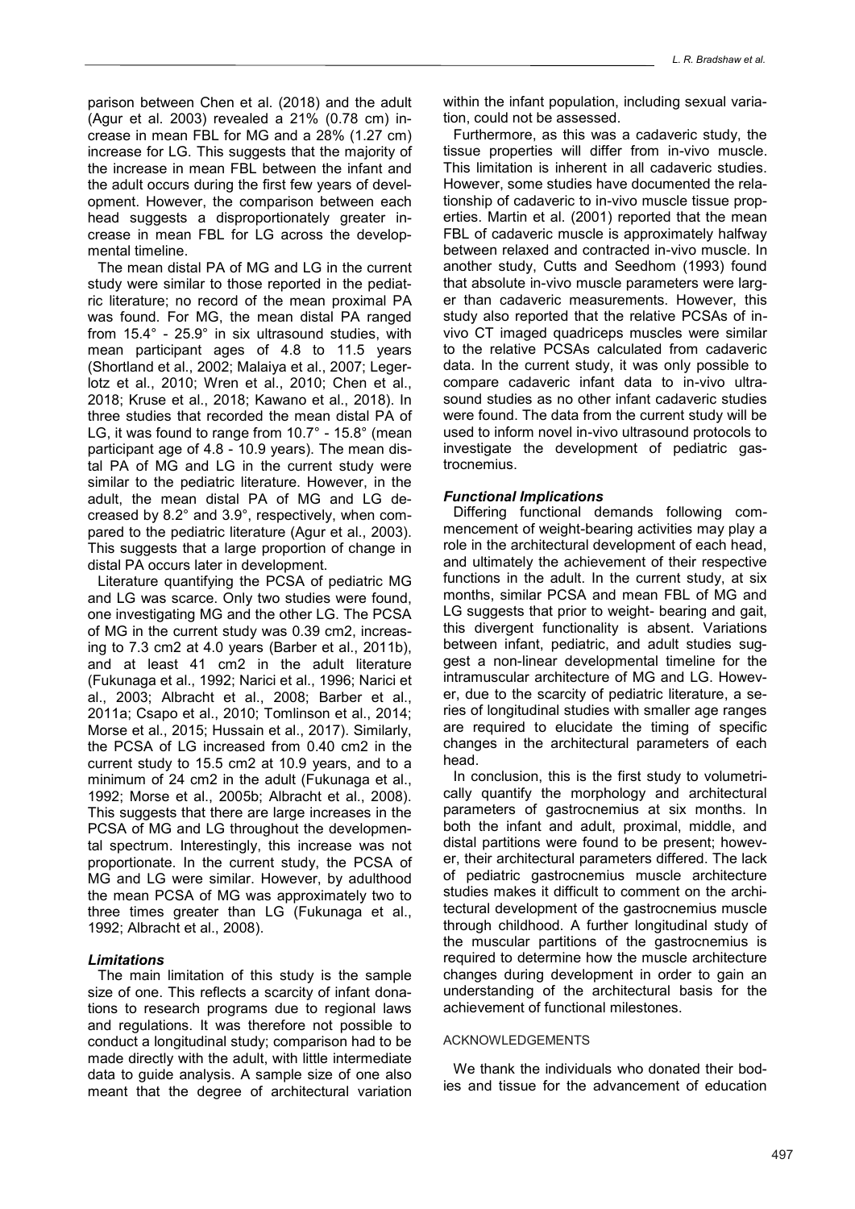parison between Chen et al. (2018) and the adult (Agur et al. 2003) revealed a 21% (0.78 cm) increase in mean FBL for MG and a 28% (1.27 cm) increase for LG. This suggests that the majority of the increase in mean FBL between the infant and the adult occurs during the first few years of development. However, the comparison between each head suggests a disproportionately greater increase in mean FBL for LG across the developmental timeline.

The mean distal PA of MG and LG in the current study were similar to those reported in the pediatric literature; no record of the mean proximal PA was found. For MG, the mean distal PA ranged from 15.4° - 25.9° in six ultrasound studies, with mean participant ages of 4.8 to 11.5 years (Shortland et al., 2002; Malaiya et al., 2007; Legerlotz et al., 2010; Wren et al., 2010; Chen et al., 2018; Kruse et al., 2018; Kawano et al., 2018). In three studies that recorded the mean distal PA of LG, it was found to range from 10.7° - 15.8° (mean participant age of 4.8 - 10.9 years). The mean distal PA of MG and LG in the current study were similar to the pediatric literature. However, in the adult, the mean distal PA of MG and LG decreased by 8.2° and 3.9°, respectively, when compared to the pediatric literature (Agur et al., 2003). This suggests that a large proportion of change in distal PA occurs later in development.

Literature quantifying the PCSA of pediatric MG and LG was scarce. Only two studies were found, one investigating MG and the other LG. The PCSA of MG in the current study was 0.39 cm2, increasing to 7.3 cm2 at 4.0 years (Barber et al., 2011b), and at least 41 cm2 in the adult literature (Fukunaga et al., 1992; Narici et al., 1996; Narici et al., 2003; Albracht et al., 2008; Barber et al., 2011a; Csapo et al., 2010; Tomlinson et al., 2014; Morse et al., 2015; Hussain et al., 2017). Similarly, the PCSA of LG increased from 0.40 cm2 in the current study to 15.5 cm2 at 10.9 years, and to a minimum of 24 cm2 in the adult (Fukunaga et al., 1992; Morse et al., 2005b; Albracht et al., 2008). This suggests that there are large increases in the PCSA of MG and LG throughout the developmental spectrum. Interestingly, this increase was not proportionate. In the current study, the PCSA of MG and LG were similar. However, by adulthood the mean PCSA of MG was approximately two to three times greater than LG (Fukunaga et al., 1992; Albracht et al., 2008).

### *Limitations*

The main limitation of this study is the sample size of one. This reflects a scarcity of infant donations to research programs due to regional laws and regulations. It was therefore not possible to conduct a longitudinal study; comparison had to be made directly with the adult, with little intermediate data to guide analysis. A sample size of one also meant that the degree of architectural variation within the infant population, including sexual variation, could not be assessed.

Furthermore, as this was a cadaveric study, the tissue properties will differ from in-vivo muscle. This limitation is inherent in all cadaveric studies. However, some studies have documented the relationship of cadaveric to in-vivo muscle tissue properties. Martin et al. (2001) reported that the mean FBL of cadaveric muscle is approximately halfway between relaxed and contracted in-vivo muscle. In another study, Cutts and Seedhom (1993) found that absolute in-vivo muscle parameters were larger than cadaveric measurements. However, this study also reported that the relative PCSAs of in-vivo CT imaged quadriceps muscles were similar to the relative PCSAs calculated from cadaveric data. In the current study, it was only possible to compare cadaveric infant data to in-vivo ultrasound studies as no other infant cadaveric studies were found. The data from the current study will be used to inform novel in-vivo ultrasound protocols to investigate the development of pediatric gastrocnemius.

### *Functional Implications*

Differing functional demands following commencement of weight-bearing activities may play a role in the architectural development of each head, and ultimately the achievement of their respective functions in the adult. In the current study, at six months, similar PCSA and mean FBL of MG and LG suggests that prior to weight- bearing and gait, this divergent functionality is absent. Variations between infant, pediatric, and adult studies suggest a non-linear developmental timeline for the intramuscular architecture of MG and LG. However, due to the scarcity of pediatric literature, a series of longitudinal studies with smaller age ranges are required to elucidate the timing of specific changes in the architectural parameters of each head.

In conclusion, this is the first study to volumetrically quantify the morphology and architectural parameters of gastrocnemius at six months. In both the infant and adult, proximal, middle, and distal partitions were found to be present; however, their architectural parameters differed. The lack of pediatric gastrocnemius muscle architecture studies makes it difficult to comment on the architectural development of the gastrocnemius muscle through childhood. A further longitudinal study of the muscular partitions of the gastrocnemius is required to determine how the muscle architecture changes during development in order to gain an understanding of the architectural basis for the achievement of functional milestones.

## ACKNOWLEDGEMENTS

We thank the individuals who donated their bodies and tissue for the advancement of education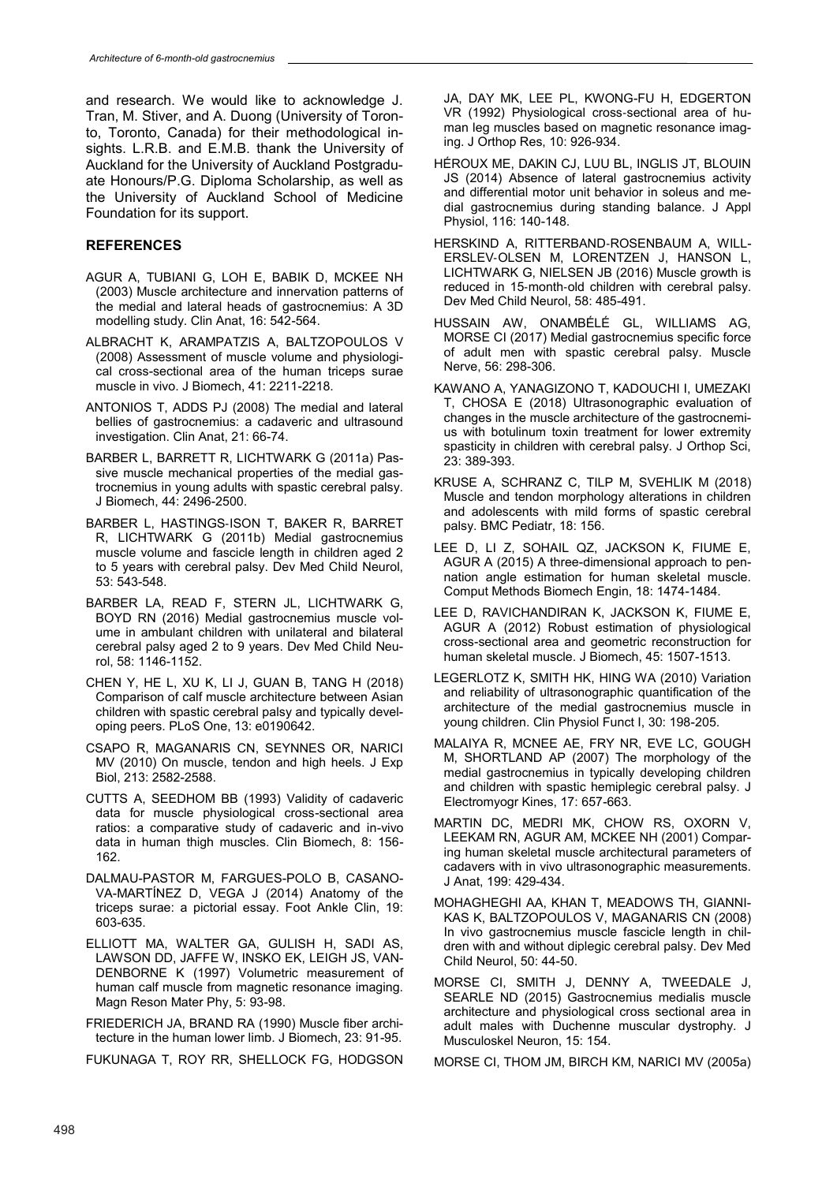and research. We would like to acknowledge J. Tran, M. Stiver, and A. Duong (University of Toronto, Toronto, Canada) for their methodological insights. L.R.B. and E.M.B. thank the University of Auckland for the University of Auckland Postgraduate Honours/P.G. Diploma Scholarship, as well as the University of Auckland School of Medicine Foundation for its support.

## REFERENCES

AGUR A, TUBIANI G, LOH E, BABIK D, MCKEE NH (2003) Muscle architecture and innervation patterns of the medial and lateral heads of gastrocnemius: A 3D modelling study. Clin Anat, 16: 542-564.

ALBRACHT K, ARAMPATZIS A, BALTZOPOULOS V (2008) Assessment of muscle volume and physiological cross-sectional area of the human triceps surae muscle in vivo. J Biomech, 41: 2211-2218.

ANTONIOS T, ADDS PJ (2008) The medial and lateral bellies of gastrocnemius: a cadaveric and ultrasound investigation. Clin Anat, 21: 66-74.

BARBER L, BARRETT R, LICHTWARK G (2011a) Passive muscle mechanical properties of the medial gastrocnemius in young adults with spastic cerebral palsy. J Biomech, 44: 2496-2500.

BARBER L, HASTINGS-ISON T, BAKER R, BARRET R, LICHTWARK G (2011b) Medial gastrocnemius muscle volume and fascicle length in children aged 2 to 5 years with cerebral palsy. Dev Med Child Neurol, 53: 543-548.

BARBER LA, READ F, STERN JL, LICHTWARK G, BOYD RN (2016) Medial gastrocnemius muscle volume in ambulant children with unilateral and bilateral cerebral palsy aged 2 to 9 years. Dev Med Child Neurol, 58: 1146-1152.

CHEN Y, HE L, XU K, LI J, GUAN B, TANG H (2018) Comparison of calf muscle architecture between Asian children with spastic cerebral palsy and typically developing peers. PLoS One, 13: e0190642.

CSAPO R, MAGANARIS CN, SEYNNES OR, NARICI MV (2010) On muscle, tendon and high heels. J Exp Biol, 213: 2582-2588.

CUTTS A, SEEDHOM BB (1993) Validity of cadaveric data for muscle physiological cross-sectional area ratios: a comparative study of cadaveric and in-vivo data in human thigh muscles. Clin Biomech, 8: 156-162.

DALMAU-PASTOR M, FARGUES-POLO B, CASANOVA-MARTÍNEZ D, VEGA J (2014) Anatomy of the triceps surae: a pictorial essay. Foot Ankle Clin, 19: 603-635.

ELLIOTT MA, WALTER GA, GULISH H, SADI AS, LAWSON DD, JAFFE W, INSKO EK, LEIGH JS, VANDENBORNE K (1997) Volumetric measurement of human calf muscle from magnetic resonance imaging. Magn Reson Mater Phy, 5: 93-98.

FRIEDERICH JA, BRAND RA (1990) Muscle fiber architecture in the human lower limb. J Biomech, 23: 91-95.

FUKUNAGA T, ROY RR, SHELLOCK FG, HODGSON JA, DAY MK, LEE PL, KWONG-FU H, EDGERTON VR (1992) Physiological cross-sectional area of human leg muscles based on magnetic resonance imaging. J Orthop Res, 10: 926-934.

HÉROUX ME, DAKIN CJ, LUU BL, INGLIS JT, BLOUIN JS (2014) Absence of lateral gastrocnemius activity and differential motor unit behavior in soleus and medial gastrocnemius during standing balance. J Appl Physiol, 116: 140-148.

HERSKIND A, RITTERBAND-ROSENBAUM A, WILLERSLEV-OLSEN M, LORENTZEN J, HANSON L, LICHTWARK G, NIELSEN JB (2016) Muscle growth is reduced in 15-month-old children with cerebral palsy. Dev Med Child Neurol, 58: 485-491.

HUSSAIN AW, ONAMBÉLÉ GL, WILLIAMS AG, MORSE CI (2017) Medial gastrocnemius specific force of adult men with spastic cerebral palsy. Muscle Nerve, 56: 298-306.

KAWANO A, YANAGIZONO T, KADOUCHI I, UMEZAKI T, CHOSA E (2018) Ultrasonographic evaluation of changes in the muscle architecture of the gastrocnemius with botulinum toxin treatment for lower extremity spasticity in children with cerebral palsy. J Orthop Sci, 23: 389-393.

KRUSE A, SCHRANZ C, TILP M, SVEHLIK M (2018) Muscle and tendon morphology alterations in children and adolescents with mild forms of spastic cerebral palsy. BMC Pediatr, 18: 156.

LEE D, LI Z, SOHAIL QZ, JACKSON K, FIUME E, AGUR A (2015) A three-dimensional approach to pennation angle estimation for human skeletal muscle. Comput Methods Biomech Engin, 18: 1474-1484.

LEE D, RAVICHANDIRAN K, JACKSON K, FIUME E, AGUR A (2012) Robust estimation of physiological cross-sectional area and geometric reconstruction for human skeletal muscle. J Biomech, 45: 1507-1513.

LEGERLOTZ K, SMITH HK, HING WA (2010) Variation and reliability of ultrasonographic quantification of the architecture of the medial gastrocnemius muscle in young children. Clin Physiol Funct I, 30: 198-205.

MALAIYA R, MCNEE AE, FRY NR, EVE LC, GOUGH M, SHORTLAND AP (2007) The morphology of the medial gastrocnemius in typically developing children and children with spastic hemiplegic cerebral palsy. J Electromyogr Kines, 17: 657-663.

MARTIN DC, MEDRI MK, CHOW RS, OXORN V, LEEKAM RN, AGUR AM, MCKEE NH (2001) Comparing human skeletal muscle architectural parameters of cadavers with in vivo ultrasonographic measurements. J Anat, 199: 429-434.

MOHAGHEGHI AA, KHAN T, MEADOWS TH, GIANNIKAS K, BALTZOPOULOS V, MAGANARIS CN (2008) In vivo gastrocnemius muscle fascicle length in children with and without diplegic cerebral palsy. Dev Med Child Neurol, 50: 44-50.

MORSE CI, SMITH J, DENNY A, TWEEDALE J, SEARLE ND (2015) Gastrocnemius medialis muscle architecture and physiological cross sectional area in adult males with Duchenne muscular dystrophy. J Musculoskel Neuron, 15: 154.

MORSE CI, THOM JM, BIRCH KM, NARICI MV (2005a)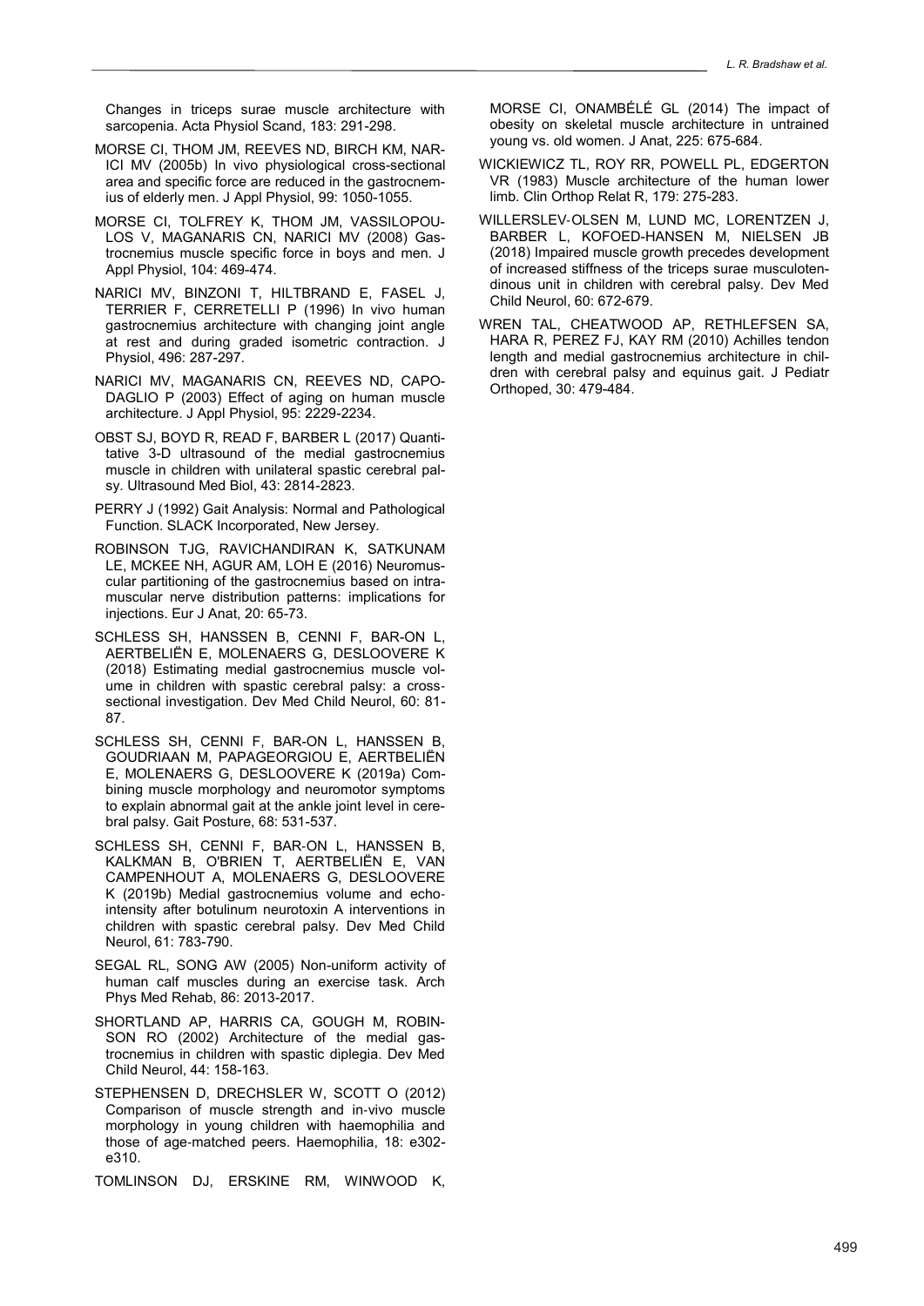Changes in triceps surae muscle architecture with sarcopenia. Acta Physiol Scand, 183: 291-298.

MORSE CI, THOM JM, REEVES ND, BIRCH KM, NARICI MV (2005b) In vivo physiological cross-sectional area and specific force are reduced in the gastrocnemius of elderly men. J Appl Physiol, 99: 1050-1055.

MORSE CI, TOLFREY K, THOM JM, VASSILOPOULOS V, MAGANARIS CN, NARICI MV (2008) Gastrocnemius muscle specific force in boys and men. J Appl Physiol, 104: 469-474.

NARICI MV, BINZONI T, HILTBRAND E, FASEL J, TERRIER F, CERRETELLI P (1996) In vivo human gastrocnemius architecture with changing joint angle at rest and during graded isometric contraction. J Physiol, 496: 287-297.

NARICI MV, MAGANARIS CN, REEVES ND, CAPODAGLIO P (2003) Effect of aging on human muscle architecture. J Appl Physiol, 95: 2229-2234.

OBST SJ, BOYD R, READ F, BARBER L (2017) Quantitative 3-D ultrasound of the medial gastrocnemius muscle in children with unilateral spastic cerebral palsy. Ultrasound Med Biol, 43: 2814-2823.

PERRY J (1992) Gait Analysis: Normal and Pathological Function. SLACK Incorporated, New Jersey.

ROBINSON TJG, RAVICHANDIRAN K, SATKUNAM LE, MCKEE NH, AGUR AM, LOH E (2016) Neuromuscular partitioning of the gastrocnemius based on intramuscular nerve distribution patterns: implications for injections. Eur J Anat, 20: 65-73.

SCHLESS SH, HANSSEN B, CENNI F, BAR-ON L, AERTBELIËN E, MOLENAERS G, DESLOOVERE K (2018) Estimating medial gastrocnemius muscle volume in children with spastic cerebral palsy: a cross-sectional investigation. Dev Med Child Neurol, 60: 81-87.

SCHLESS SH, CENNI F, BAR-ON L, HANSSEN B, GOUDRIAAN M, PAPAGEORGIOU E, AERTBELIËN E, MOLENAERS G, DESLOOVERE K (2019a) Combining muscle morphology and neuromotor symptoms to explain abnormal gait at the ankle joint level in cerebral palsy. Gait Posture, 68: 531-537.

SCHLESS SH, CENNI F, BAR-ON L, HANSSEN B, KALKMAN B, O'BRIEN T, AERTBELIËN E, VAN CAMPENHOUT A, MOLENAERS G, DESLOOVERE K (2019b) Medial gastrocnemius volume and echo-intensity after botulinum neurotoxin A interventions in children with spastic cerebral palsy. Dev Med Child Neurol, 61: 783-790.

SEGAL RL, SONG AW (2005) Non-uniform activity of human calf muscles during an exercise task. Arch Phys Med Rehab, 86: 2013-2017.

SHORTLAND AP, HARRIS CA, GOUGH M, ROBINSON RO (2002) Architecture of the medial gastrocnemius in children with spastic diplegia. Dev Med Child Neurol, 44: 158-163.

STEPHENSEN D, DRECHSLER W, SCOTT O (2012) Comparison of muscle strength and in-vivo muscle morphology in young children with haemophilia and those of age-matched peers. Haemophilia, 18: e302-e310.

TOMLINSON DJ, ERSKINE RM, WINWOOD K, MORSE CI, ONAMBÉLÉ GL (2014) The impact of obesity on skeletal muscle architecture in untrained young vs. old women. J Anat, 225: 675-684.

WICKIEWICZ TL, ROY RR, POWELL PL, EDGERTON VR (1983) Muscle architecture of the human lower limb. Clin Orthop Relat R, 179: 275-283.

WILLERSLEV-OLSEN M, LUND MC, LORENTZEN J, BARBER L, KOFOED-HANSEN M, NIELSEN JB (2018) Impaired muscle growth precedes development of increased stiffness of the triceps surae musculotendinous unit in children with cerebral palsy. Dev Med Child Neurol, 60: 672-679.

WREN TAL, CHEATWOOD AP, RETHLEFSEN SA, HARA R, PEREZ FJ, KAY RM (2010) Achilles tendon length and medial gastrocnemius architecture in children with cerebral palsy and equinus gait. J Pediatr Orthoped, 30: 479-484.